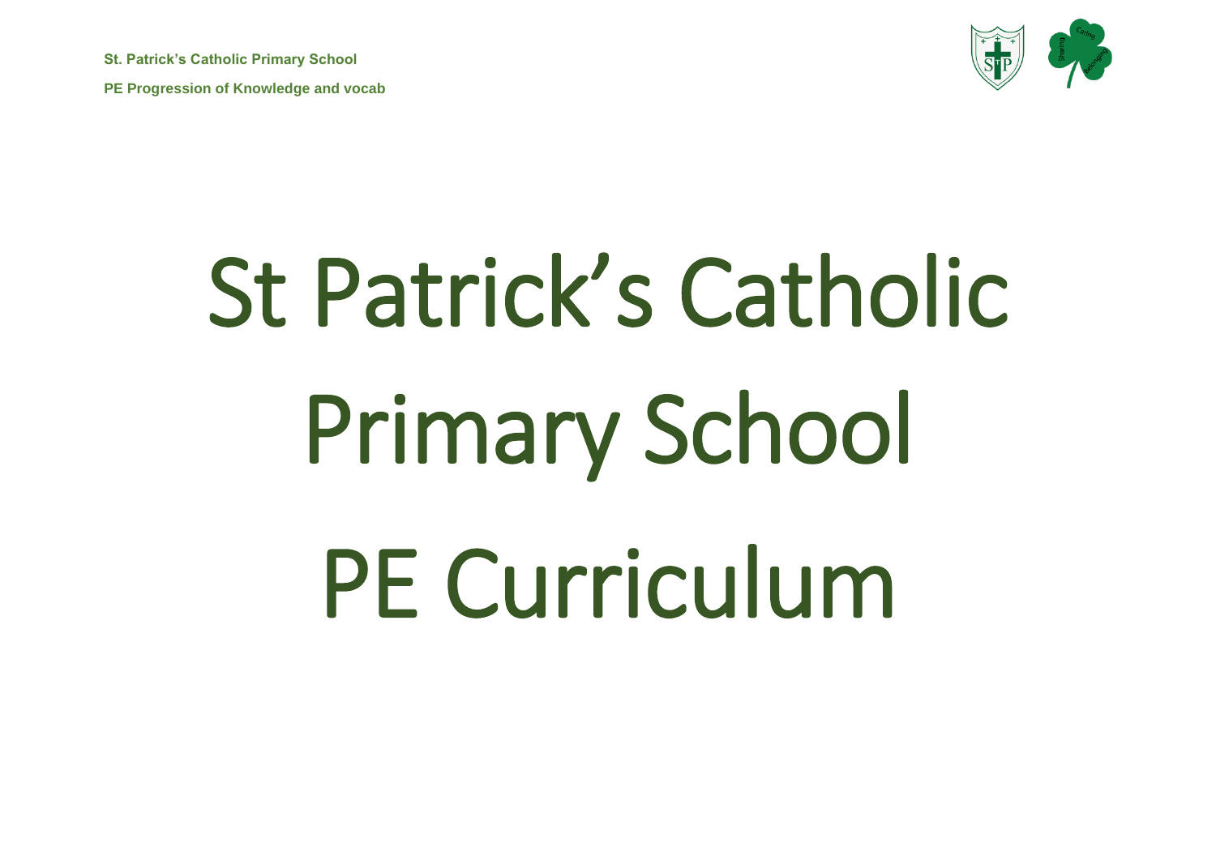# St Patrick's Catholic Primary School PE Curriculum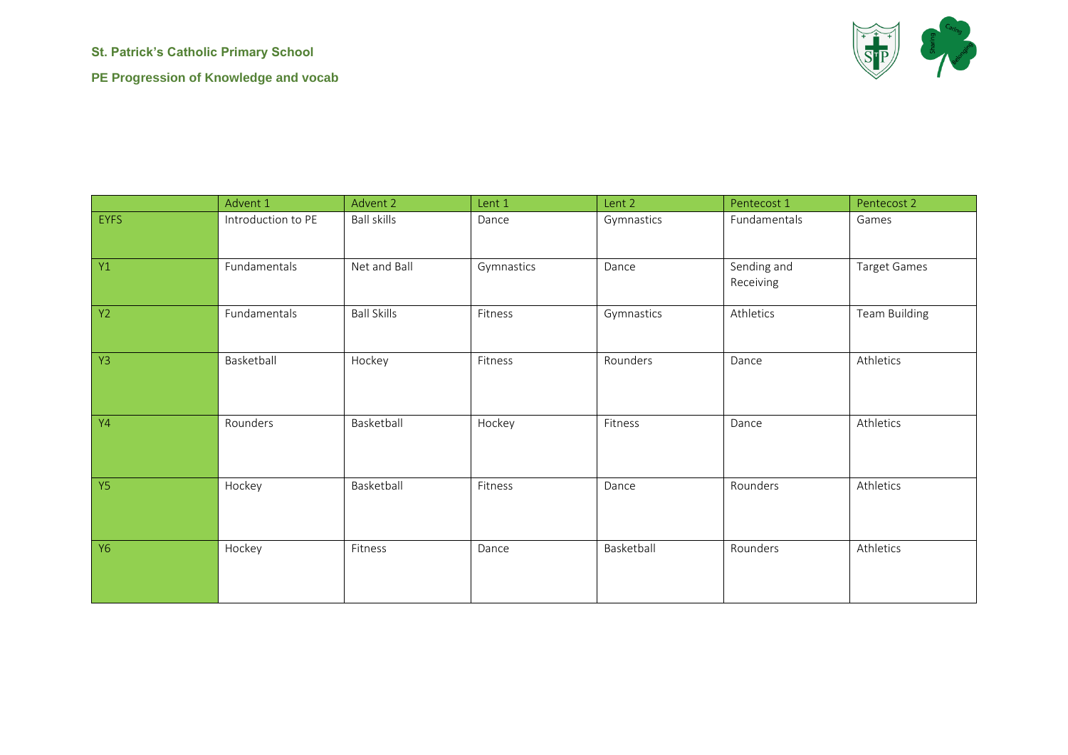**St. Patrick's Catholic Primary School**

**PE Progression of Knowledge and vocab**

| | Advent 1 | Advent 2 | Lent 1 | Lent 2 | Pentecost 1 | Pentecost 2 |
|---|---|---|---|---|---|---|
| EYFS | Introduction to PE | Ball skills | Dance | Gymnastics | Fundamentals | Games |
| Y1 | Fundamentals | Net and Ball | Gymnastics | Dance | Sending and Receiving | Target Games |
| Y2 | Fundamentals | Ball Skills | Fitness | Gymnastics | Athletics | Team Building |
| Y3 | Basketball | Hockey | Fitness | Rounders | Dance | Athletics |
| Y4 | Rounders | Basketball | Hockey | Fitness | Dance | Athletics |
| Y5 | Hockey | Basketball | Fitness | Dance | Rounders | Athletics |
| Y6 | Hockey | Fitness | Dance | Basketball | Rounders | Athletics |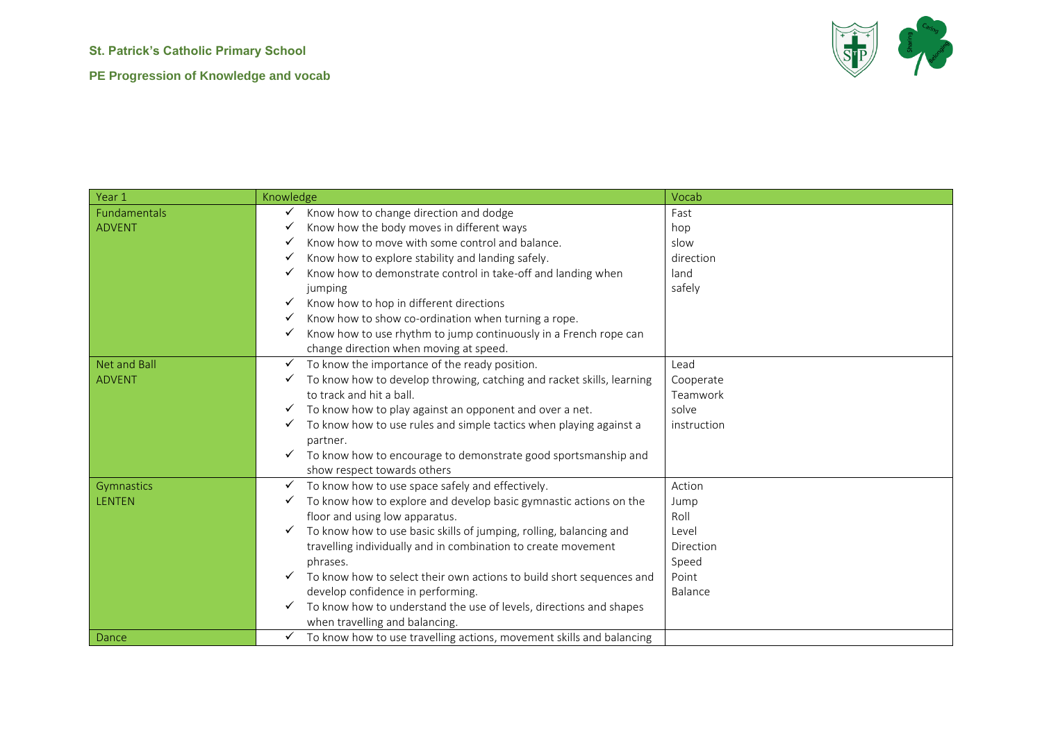**St. Patrick's Catholic Primary School**

**PE Progression of Knowledge and vocab**

| Year 1 | Knowledge | Vocab |
|---|---|---|
| Fundamentals<br>ADVENT | ✓ Know how to change direction and dodge<br>✓ Know how the body moves in different ways<br>✓ Know how to move with some control and balance.<br>✓ Know how to explore stability and landing safely.<br>✓ Know how to demonstrate control in take-off and landing when jumping<br>✓ Know how to hop in different directions<br>✓ Know how to show co-ordination when turning a rope.<br>✓ Know how to use rhythm to jump continuously in a French rope can change direction when moving at speed. | Fast<br>hop<br>slow<br>direction<br>land<br>safely |
| Net and Ball<br>ADVENT | ✓ To know the importance of the ready position.<br>✓ To know how to develop throwing, catching and racket skills, learning to track and hit a ball.<br>✓ To know how to play against an opponent and over a net.<br>✓ To know how to use rules and simple tactics when playing against a partner.<br>✓ To know how to encourage to demonstrate good sportsmanship and show respect towards others | Lead<br>Cooperate<br>Teamwork<br>solve<br>instruction |
| Gymnastics<br>LENTEN | ✓ To know how to use space safely and effectively.<br>✓ To know how to explore and develop basic gymnastic actions on the floor and using low apparatus.<br>✓ To know how to use basic skills of jumping, rolling, balancing and travelling individually and in combination to create movement phrases.<br>✓ To know how to select their own actions to build short sequences and develop confidence in performing.<br>✓ To know how to understand the use of levels, directions and shapes when travelling and balancing. | Action<br>Jump<br>Roll<br>Level<br>Direction<br>Speed<br>Point<br>Balance |
| Dance | ✓ To know how to use travelling actions, movement skills and balancing | |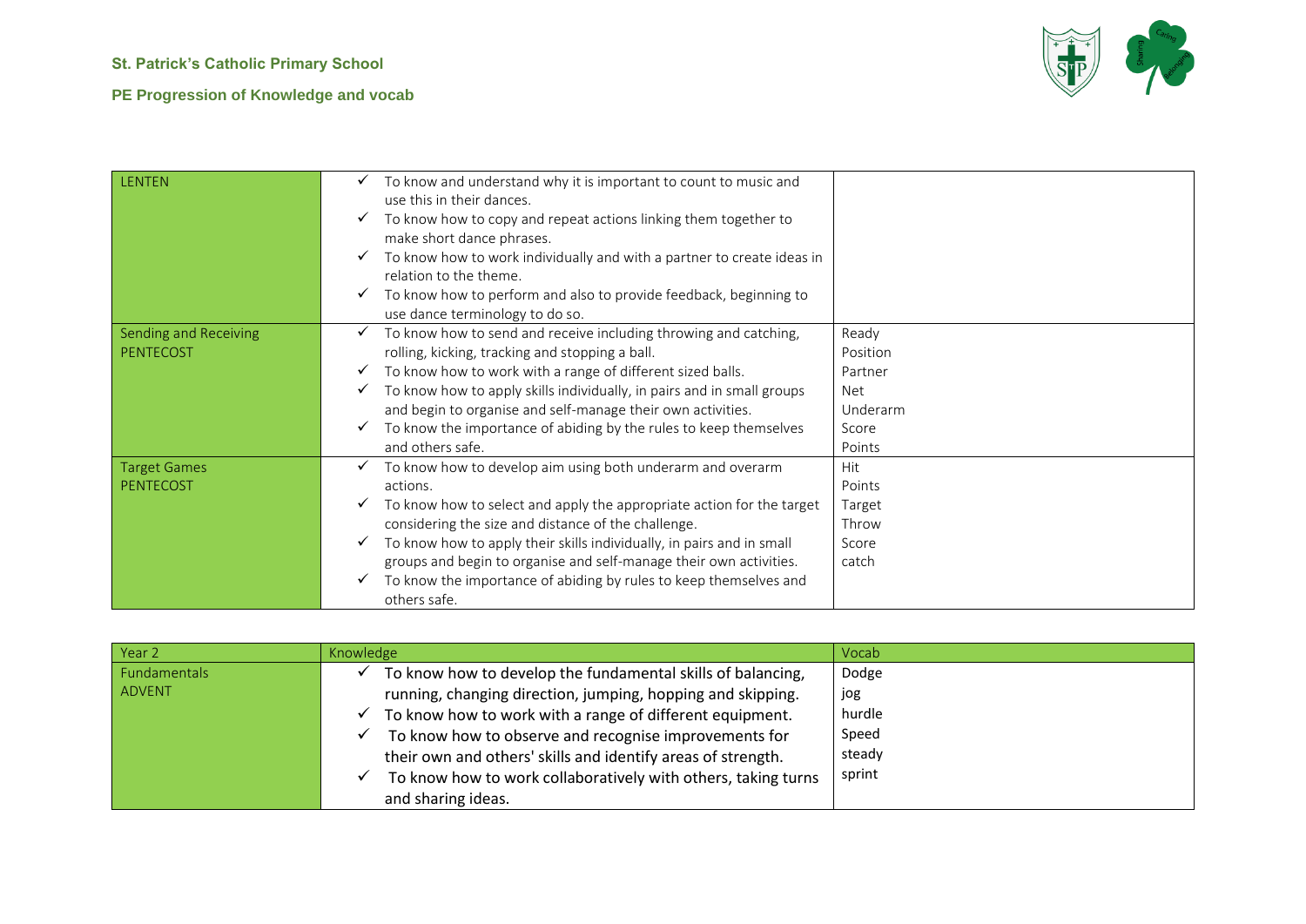**St. Patrick's Catholic Primary School**

**PE Progression of Knowledge and vocab**

| | | |
|---|---|---|
| LENTEN | ✓ To know and understand why it is important to count to music and use this in their dances.<br>✓ To know how to copy and repeat actions linking them together to make short dance phrases.<br>✓ To know how to work individually and with a partner to create ideas in relation to the theme.<br>✓ To know how to perform and also to provide feedback, beginning to use dance terminology to do so. | |
| Sending and Receiving<br>PENTECOST | ✓ To know how to send and receive including throwing and catching, rolling, kicking, tracking and stopping a ball.<br>✓ To know how to work with a range of different sized balls.<br>✓ To know how to apply skills individually, in pairs and in small groups and begin to organise and self-manage their own activities.<br>✓ To know the importance of abiding by the rules to keep themselves and others safe. | Ready<br>Position<br>Partner<br>Net<br>Underarm<br>Score<br>Points |
| Target Games<br>PENTECOST | ✓ To know how to develop aim using both underarm and overarm actions.<br>✓ To know how to select and apply the appropriate action for the target considering the size and distance of the challenge.<br>✓ To know how to apply their skills individually, in pairs and in small groups and begin to organise and self-manage their own activities.<br>✓ To know the importance of abiding by rules to keep themselves and others safe. | Hit<br>Points<br>Target<br>Throw<br>Score<br>catch |

| Year 2 | Knowledge | Vocab |
|---|---|---|
| Fundamentals<br>ADVENT | ✓ To know how to develop the fundamental skills of balancing, running, changing direction, jumping, hopping and skipping.<br>✓ To know how to work with a range of different equipment.<br>✓ To know how to observe and recognise improvements for their own and others' skills and identify areas of strength.<br>✓ To know how to work collaboratively with others, taking turns and sharing ideas. | Dodge<br>jog<br>hurdle<br>Speed<br>steady<br>sprint |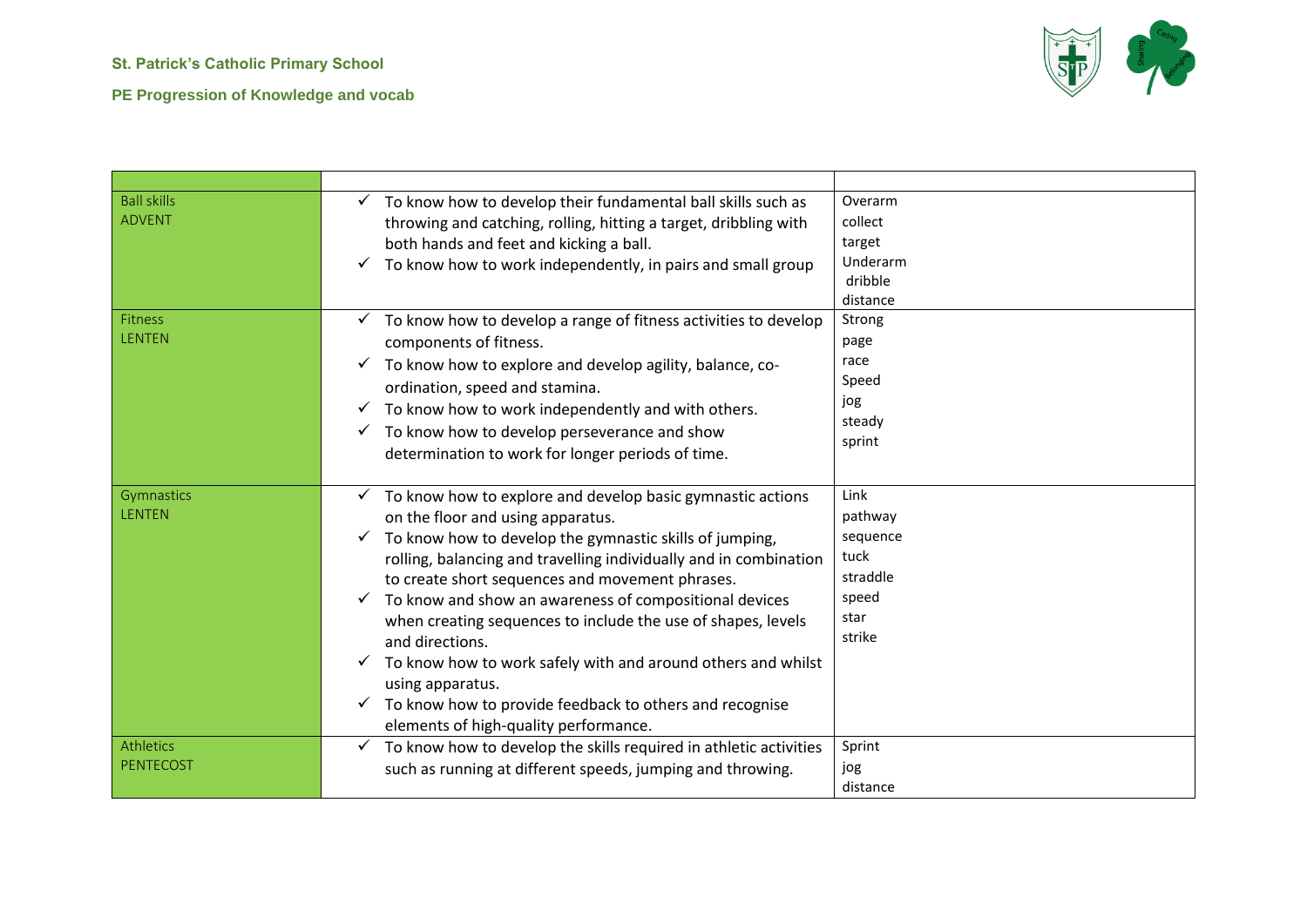**St. Patrick's Catholic Primary School**

**PE Progression of Knowledge and vocab**

| | | |
|---|---|---|
| Ball skills<br>ADVENT | ✓ To know how to develop their fundamental ball skills such as throwing and catching, rolling, hitting a target, dribbling with both hands and feet and kicking a ball.<br>✓ To know how to work independently, in pairs and small group | Overarm<br>collect<br>target<br>Underarm<br>dribble<br>distance |
| Fitness<br>LENTEN | ✓ To know how to develop a range of fitness activities to develop components of fitness.<br>✓ To know how to explore and develop agility, balance, co-ordination, speed and stamina.<br>✓ To know how to work independently and with others.<br>✓ To know how to develop perseverance and show determination to work for longer periods of time. | Strong<br>page<br>race<br>Speed<br>jog<br>steady<br>sprint |
| Gymnastics<br>LENTEN | ✓ To know how to explore and develop basic gymnastic actions on the floor and using apparatus.<br>✓ To know how to develop the gymnastic skills of jumping, rolling, balancing and travelling individually and in combination to create short sequences and movement phrases.<br>✓ To know and show an awareness of compositional devices when creating sequences to include the use of shapes, levels and directions.<br>✓ To know how to work safely with and around others and whilst using apparatus.<br>✓ To know how to provide feedback to others and recognise elements of high-quality performance. | Link<br>pathway<br>sequence<br>tuck<br>straddle<br>speed<br>star<br>strike |
| Athletics<br>PENTECOST | ✓ To know how to develop the skills required in athletic activities such as running at different speeds, jumping and throwing. | Sprint<br>jog<br>distance |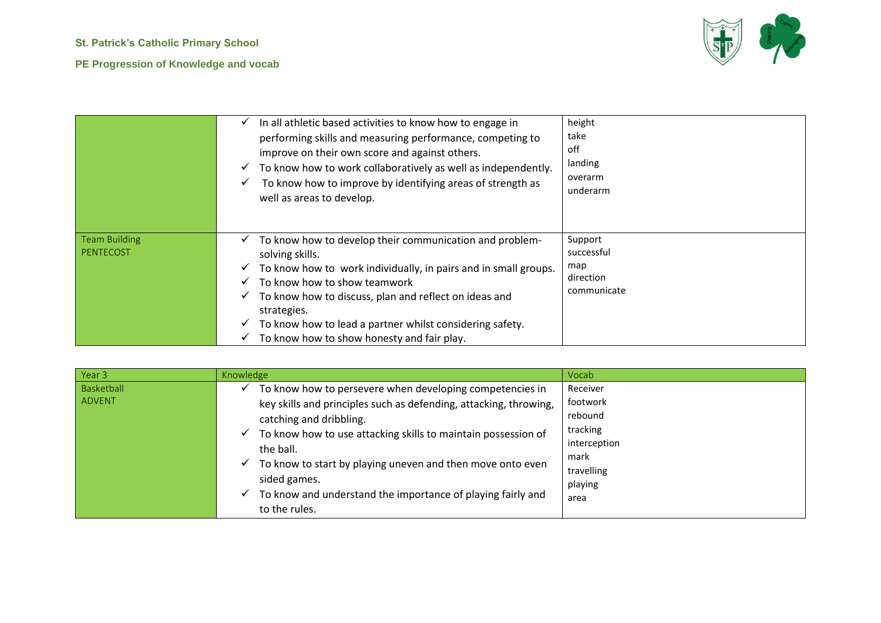St. Patrick's Catholic Primary School

PE Progression of Knowledge and vocab

| | | |
|---|---|---|
| | ✓ In all athletic based activities to know how to engage in performing skills and measuring performance, competing to improve on their own score and against others.<br>✓ To know how to work collaboratively as well as independently.<br>✓ To know how to improve by identifying areas of strength as well as areas to develop. | height<br>take<br>off<br>landing<br>overarm<br>underarm |
| Team Building<br>PENTECOST | ✓ To know how to develop their communication and problem-solving skills.<br>✓ To know how to work individually, in pairs and in small groups.<br>✓ To know how to show teamwork<br>✓ To know how to discuss, plan and reflect on ideas and strategies.<br>✓ To know how to lead a partner whilst considering safety.<br>✓ To know how to show honesty and fair play. | Support<br>successful<br>map<br>direction<br>communicate |

| Year 3 | Knowledge | Vocab |
|---|---|---|
| Basketball<br>ADVENT | ✓ To know how to persevere when developing competencies in key skills and principles such as defending, attacking, throwing, catching and dribbling.<br>✓ To know how to use attacking skills to maintain possession of the ball.<br>✓ To know to start by playing uneven and then move onto even sided games.<br>✓ To know and understand the importance of playing fairly and to the rules. | Receiver<br>footwork<br>rebound<br>tracking<br>interception<br>mark<br>travelling<br>playing<br>area |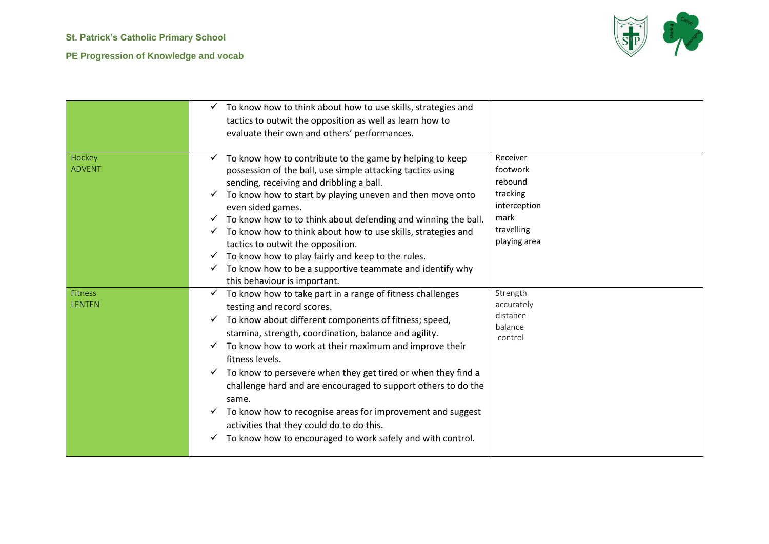| | | |
|---|---|---|
| | ✓ To know how to think about how to use skills, strategies and tactics to outwit the opposition as well as learn how to evaluate their own and others' performances. | |
| Hockey<br>ADVENT | ✓ To know how to contribute to the game by helping to keep possession of the ball, use simple attacking tactics using sending, receiving and dribbling a ball.<br>✓ To know how to start by playing uneven and then move onto even sided games.<br>✓ To know how to to think about defending and winning the ball.<br>✓ To know how to think about how to use skills, strategies and tactics to outwit the opposition.<br>✓ To know how to play fairly and keep to the rules.<br>✓ To know how to be a supportive teammate and identify why this behaviour is important. | Receiver<br>footwork<br>rebound<br>tracking<br>interception<br>mark<br>travelling<br>playing area |
| Fitness<br>LENTEN | ✓ To know how to take part in a range of fitness challenges testing and record scores.<br>✓ To know about different components of fitness; speed, stamina, strength, coordination, balance and agility.<br>✓ To know how to work at their maximum and improve their fitness levels.<br>✓ To know to persevere when they get tired or when they find a challenge hard and are encouraged to support others to do the same.<br>✓ To know how to recognise areas for improvement and suggest activities that they could do to do this.<br>✓ To know how to encouraged to work safely and with control. | Strength<br>accurately<br>distance<br>balance<br>control |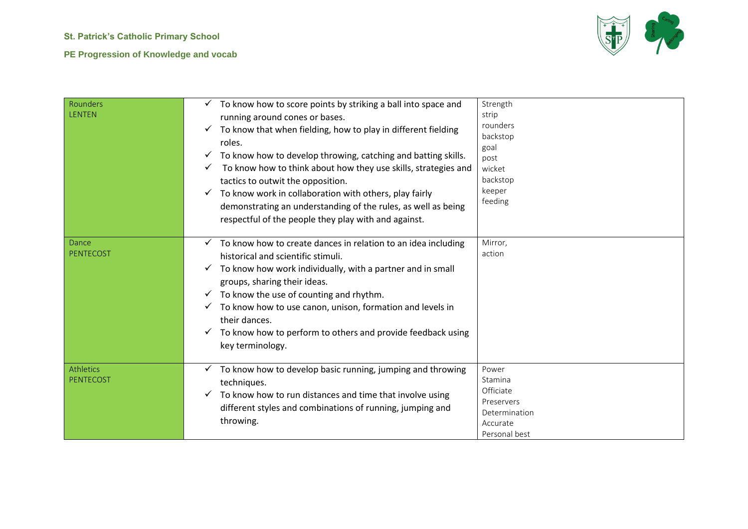St. Patrick's Catholic Primary School

PE Progression of Knowledge and vocab

| | | |
|---|---|---|
| Rounders<br>LENTEN | ✓ To know how to score points by striking a ball into space and running around cones or bases.<br>✓ To know that when fielding, how to play in different fielding roles.<br>✓ To know how to develop throwing, catching and batting skills.<br>✓ To know how to think about how they use skills, strategies and tactics to outwit the opposition.<br>✓ To know work in collaboration with others, play fairly demonstrating an understanding of the rules, as well as being respectful of the people they play with and against. | Strength<br>strip<br>rounders<br>backstop<br>goal<br>post<br>wicket<br>backstop<br>keeper<br>feeding |
| Dance<br>PENTECOST | ✓ To know how to create dances in relation to an idea including historical and scientific stimuli.<br>✓ To know how work individually, with a partner and in small groups, sharing their ideas.<br>✓ To know the use of counting and rhythm.<br>✓ To know how to use canon, unison, formation and levels in their dances.<br>✓ To know how to perform to others and provide feedback using key terminology. | Mirror,<br>action |
| Athletics<br>PENTECOST | ✓ To know how to develop basic running, jumping and throwing techniques.<br>✓ To know how to run distances and time that involve using different styles and combinations of running, jumping and throwing. | Power<br>Stamina<br>Officiate<br>Preservers<br>Determination<br>Accurate<br>Personal best |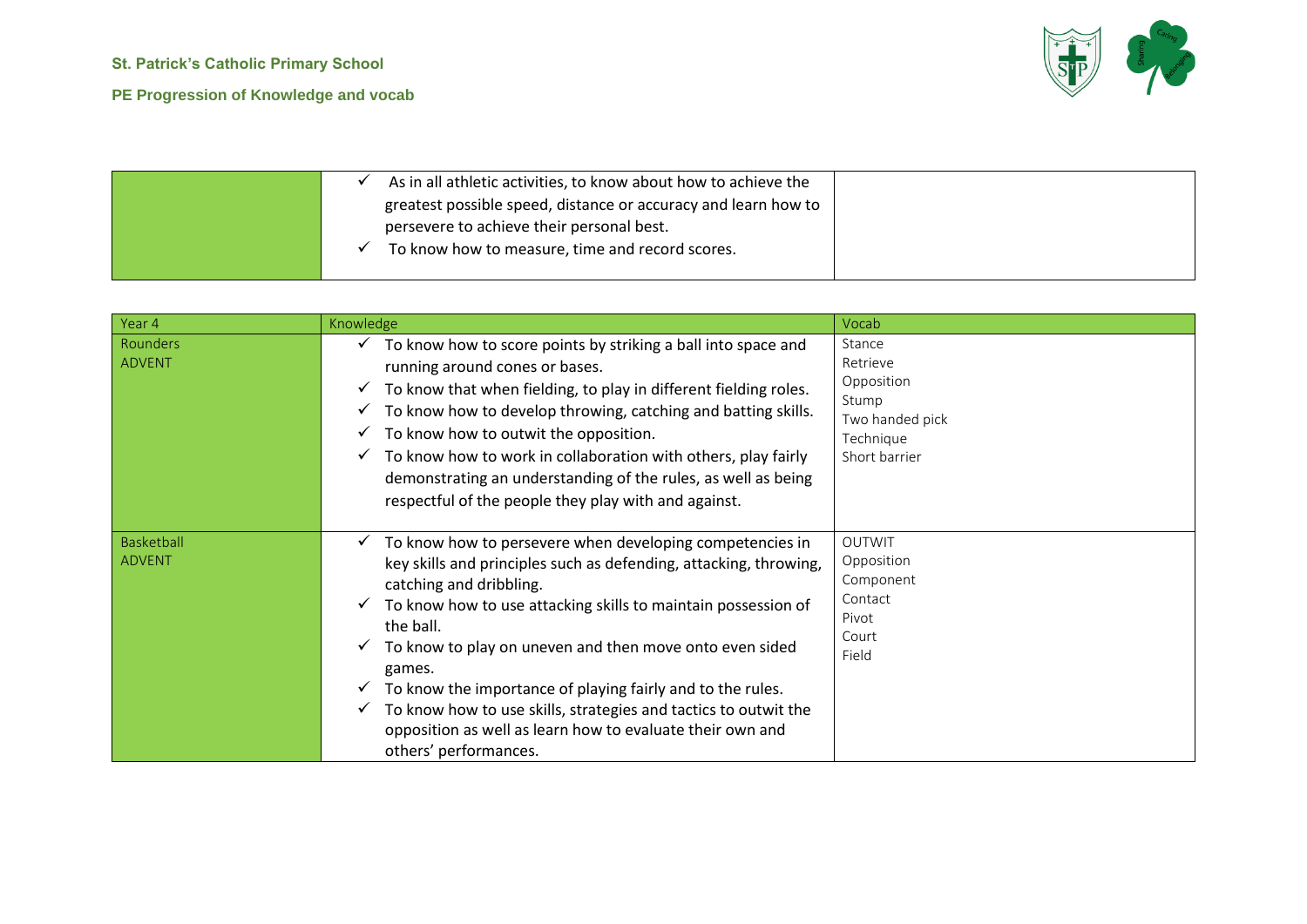| | | |
|---|---|---|
| | ✓ As in all athletic activities, to know about how to achieve the greatest possible speed, distance or accuracy and learn how to persevere to achieve their personal best.<br>✓ To know how to measure, time and record scores. | |

| Year 4 | Knowledge | Vocab |
|---|---|---|
| Rounders<br>ADVENT | ✓ To know how to score points by striking a ball into space and running around cones or bases.<br>✓ To know that when fielding, to play in different fielding roles.<br>✓ To know how to develop throwing, catching and batting skills.<br>✓ To know how to outwit the opposition.<br>✓ To know how to work in collaboration with others, play fairly demonstrating an understanding of the rules, as well as being respectful of the people they play with and against. | Stance<br>Retrieve<br>Opposition<br>Stump<br>Two handed pick<br>Technique<br>Short barrier |
| Basketball<br>ADVENT | ✓ To know how to persevere when developing competencies in key skills and principles such as defending, attacking, throwing, catching and dribbling.<br>✓ To know how to use attacking skills to maintain possession of the ball.<br>✓ To know to play on uneven and then move onto even sided games.<br>✓ To know the importance of playing fairly and to the rules.<br>✓ To know how to use skills, strategies and tactics to outwit the opposition as well as learn how to evaluate their own and others' performances. | OUTWIT<br>Opposition<br>Component<br>Contact<br>Pivot<br>Court<br>Field |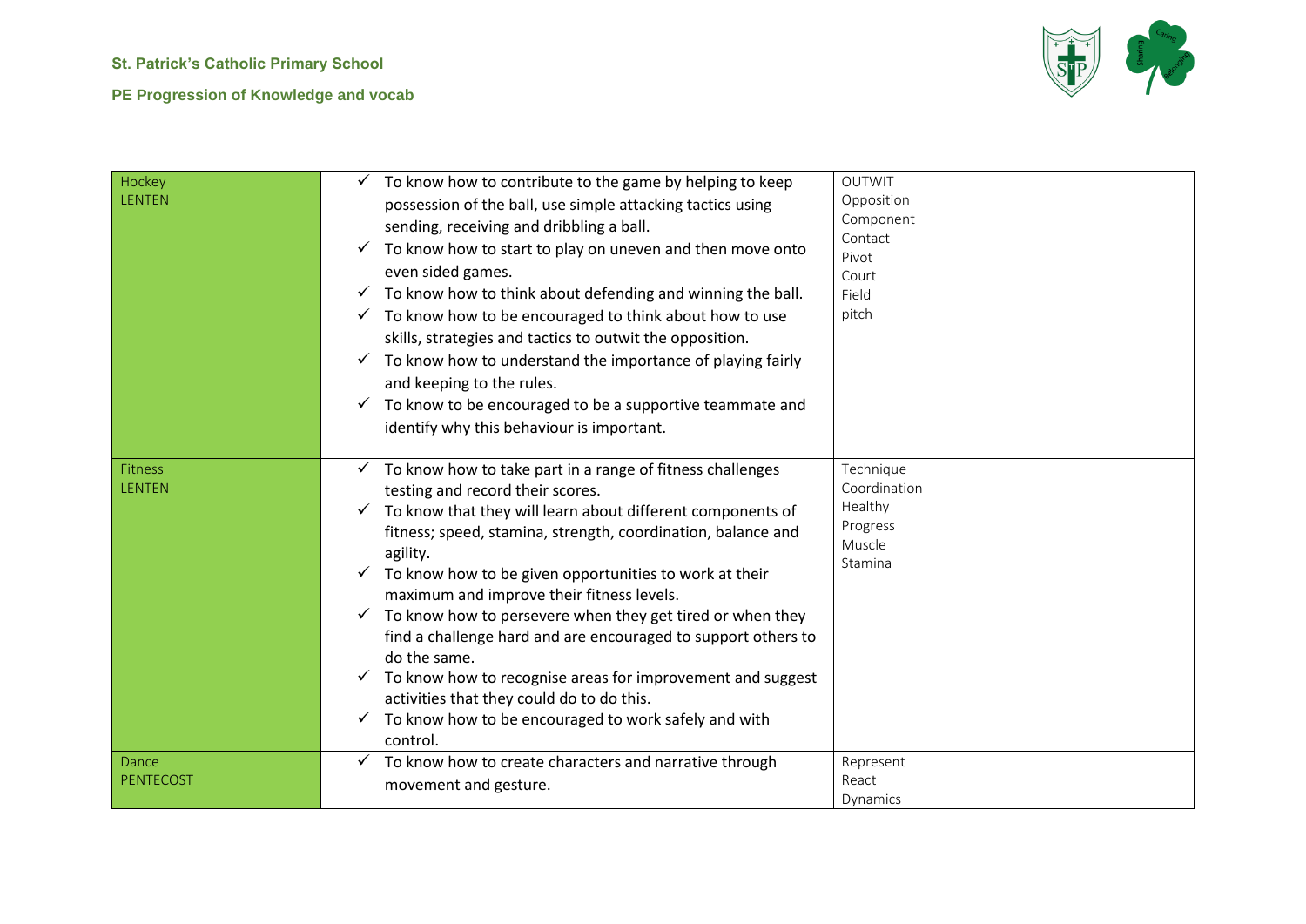St. Patrick's Catholic Primary School

PE Progression of Knowledge and vocab

| | | |
|---|---|---|
| Hockey<br>LENTEN | ✓ To know how to contribute to the game by helping to keep possession of the ball, use simple attacking tactics using sending, receiving and dribbling a ball.<br>✓ To know how to start to play on uneven and then move onto even sided games.<br>✓ To know how to think about defending and winning the ball.<br>✓ To know how to be encouraged to think about how to use skills, strategies and tactics to outwit the opposition.<br>✓ To know how to understand the importance of playing fairly and keeping to the rules.<br>✓ To know to be encouraged to be a supportive teammate and identify why this behaviour is important. | OUTWIT<br>Opposition<br>Component<br>Contact<br>Pivot<br>Court<br>Field<br>pitch |
| Fitness<br>LENTEN | ✓ To know how to take part in a range of fitness challenges testing and record their scores.<br>✓ To know that they will learn about different components of fitness; speed, stamina, strength, coordination, balance and agility.<br>✓ To know how to be given opportunities to work at their maximum and improve their fitness levels.<br>✓ To know how to persevere when they get tired or when they find a challenge hard and are encouraged to support others to do the same.<br>✓ To know how to recognise areas for improvement and suggest activities that they could do to do this.<br>✓ To know how to be encouraged to work safely and with control. | Technique<br>Coordination<br>Healthy<br>Progress<br>Muscle<br>Stamina |
| Dance<br>PENTECOST | ✓ To know how to create characters and narrative through movement and gesture. | Represent<br>React<br>Dynamics |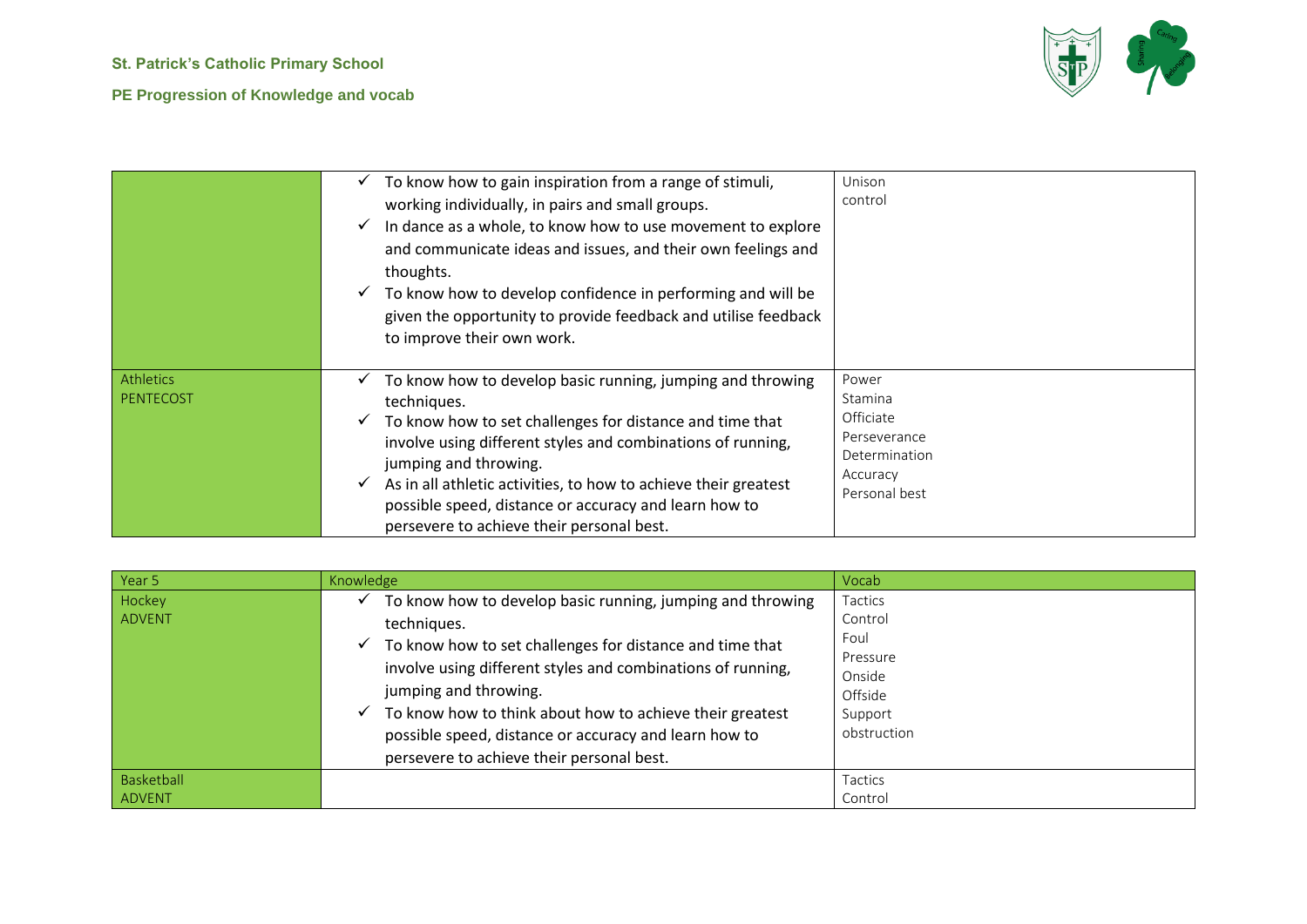**St. Patrick's Catholic Primary School**

**PE Progression of Knowledge and vocab**

| | | |
|---|---|---|
| | ✓ To know how to gain inspiration from a range of stimuli, working individually, in pairs and small groups.<br>✓ In dance as a whole, to know how to use movement to explore and communicate ideas and issues, and their own feelings and thoughts.<br>✓ To know how to develop confidence in performing and will be given the opportunity to provide feedback and utilise feedback to improve their own work. | Unison<br>control |
| Athletics<br>PENTECOST | ✓ To know how to develop basic running, jumping and throwing techniques.<br>✓ To know how to set challenges for distance and time that involve using different styles and combinations of running, jumping and throwing.<br>✓ As in all athletic activities, to how to achieve their greatest possible speed, distance or accuracy and learn how to persevere to achieve their personal best. | Power<br>Stamina<br>Officiate<br>Perseverance<br>Determination<br>Accuracy<br>Personal best |

| Year 5 | Knowledge | Vocab |
|---|---|---|
| Hockey<br>ADVENT | ✓ To know how to develop basic running, jumping and throwing techniques.<br>✓ To know how to set challenges for distance and time that involve using different styles and combinations of running, jumping and throwing.<br>✓ To know how to think about how to achieve their greatest possible speed, distance or accuracy and learn how to persevere to achieve their personal best. | Tactics<br>Control<br>Foul<br>Pressure<br>Onside<br>Offside<br>Support<br>obstruction |
| Basketball<br>ADVENT | | Tactics<br>Control |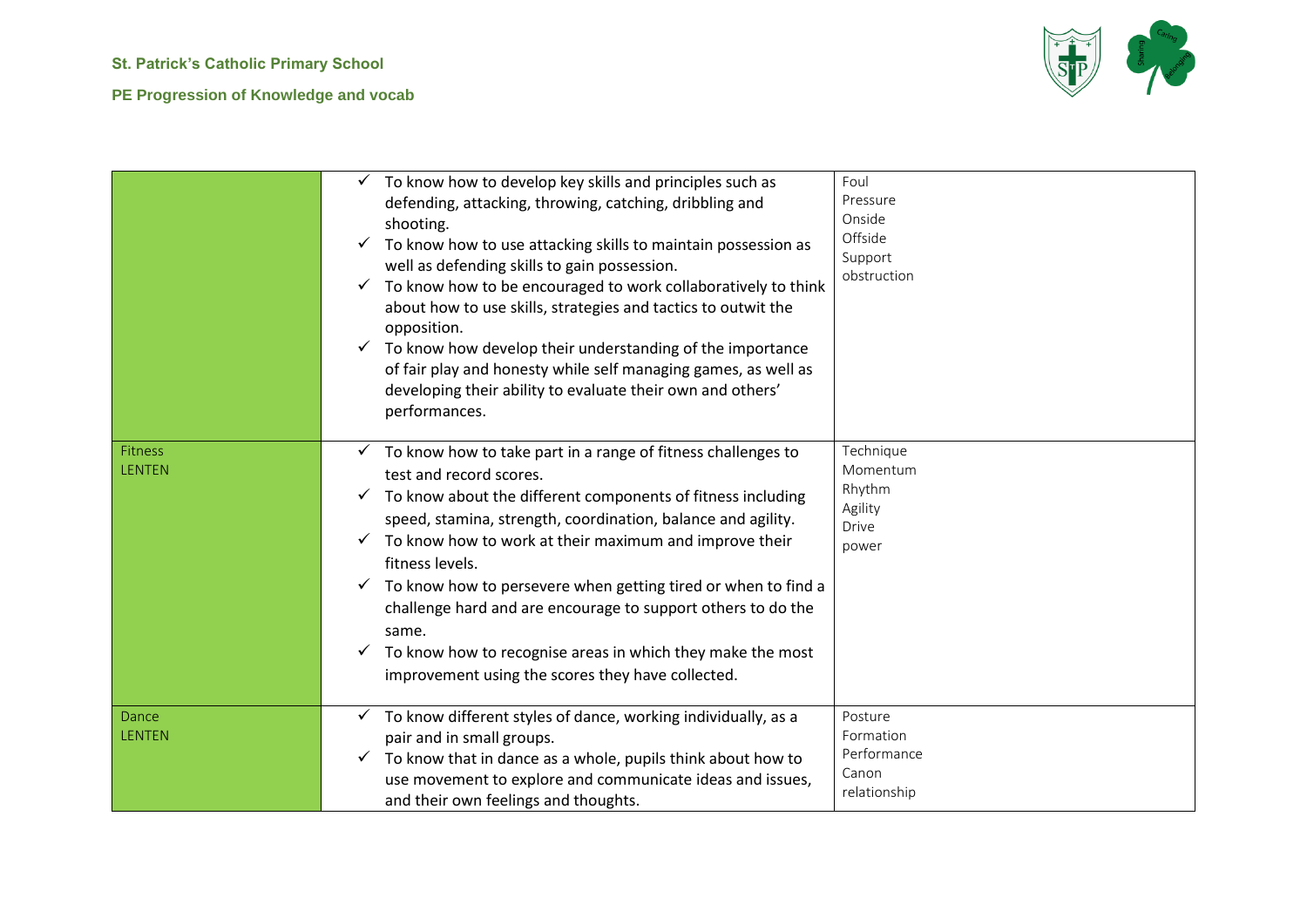| | | |
|---|---|---|
| | ✓ To know how to develop key skills and principles such as defending, attacking, throwing, catching, dribbling and shooting.<br>✓ To know how to use attacking skills to maintain possession as well as defending skills to gain possession.<br>✓ To know how to be encouraged to work collaboratively to think about how to use skills, strategies and tactics to outwit the opposition.<br>✓ To know how develop their understanding of the importance of fair play and honesty while self managing games, as well as developing their ability to evaluate their own and others' performances. | Foul<br>Pressure<br>Onside<br>Offside<br>Support<br>obstruction |
| Fitness<br>LENTEN | ✓ To know how to take part in a range of fitness challenges to test and record scores.<br>✓ To know about the different components of fitness including speed, stamina, strength, coordination, balance and agility.<br>✓ To know how to work at their maximum and improve their fitness levels.<br>✓ To know how to persevere when getting tired or when to find a challenge hard and are encourage to support others to do the same.<br>✓ To know how to recognise areas in which they make the most improvement using the scores they have collected. | Technique<br>Momentum<br>Rhythm<br>Agility<br>Drive<br>power |
| Dance<br>LENTEN | ✓ To know different styles of dance, working individually, as a pair and in small groups.<br>✓ To know that in dance as a whole, pupils think about how to use movement to explore and communicate ideas and issues, and their own feelings and thoughts. | Posture<br>Formation<br>Performance<br>Canon<br>relationship |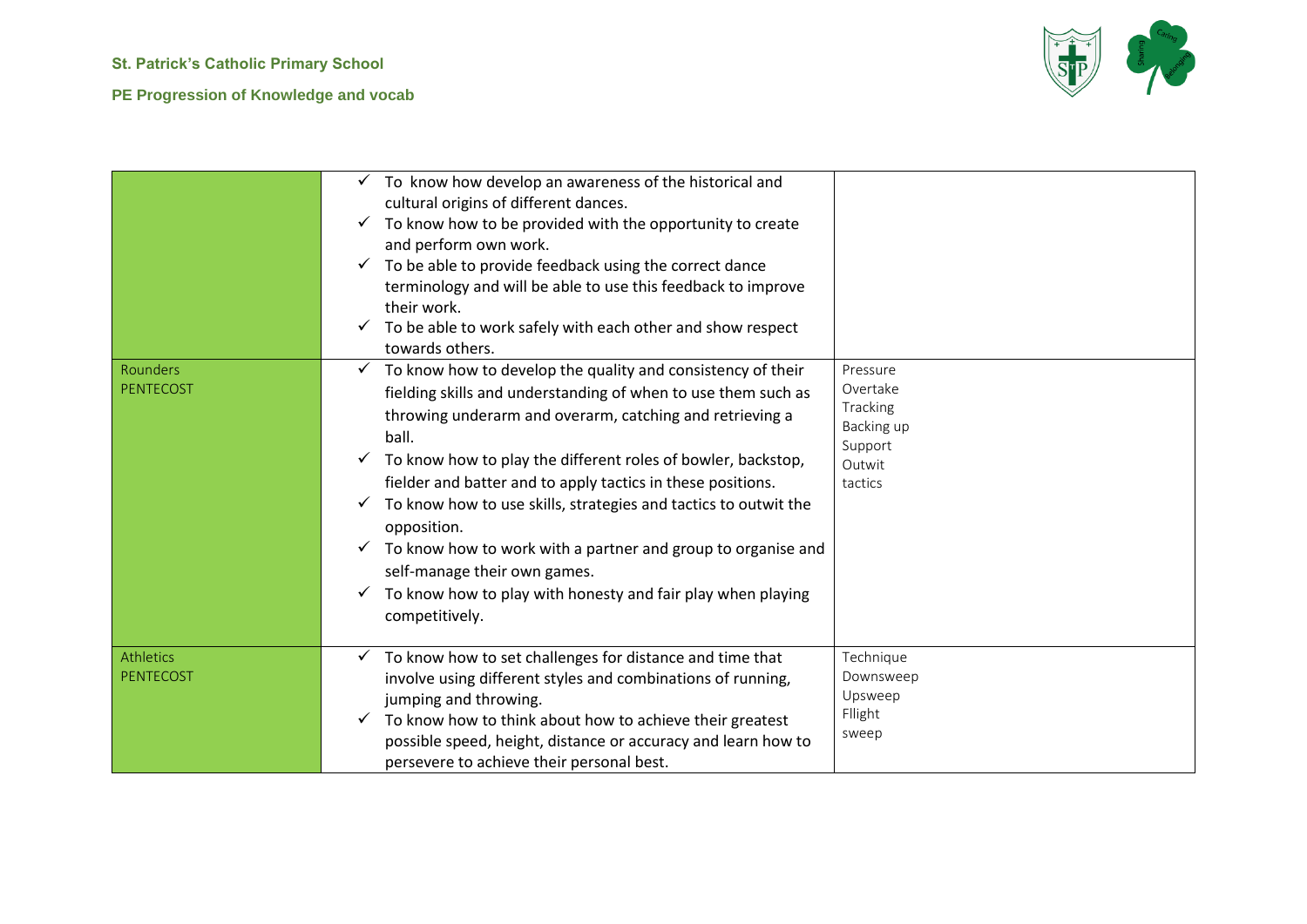**St. Patrick's Catholic Primary School**

**PE Progression of Knowledge and vocab**

| | | |
|---|---|---|
| | ✓ To know how develop an awareness of the historical and cultural origins of different dances.<br>✓ To know how to be provided with the opportunity to create and perform own work.<br>✓ To be able to provide feedback using the correct dance terminology and will be able to use this feedback to improve their work.<br>✓ To be able to work safely with each other and show respect towards others. | |
| Rounders<br>PENTECOST | ✓ To know how to develop the quality and consistency of their fielding skills and understanding of when to use them such as throwing underarm and overarm, catching and retrieving a ball.<br>✓ To know how to play the different roles of bowler, backstop, fielder and batter and to apply tactics in these positions.<br>✓ To know how to use skills, strategies and tactics to outwit the opposition.<br>✓ To know how to work with a partner and group to organise and self-manage their own games.<br>✓ To know how to play with honesty and fair play when playing competitively. | Pressure<br>Overtake<br>Tracking<br>Backing up<br>Support<br>Outwit<br>tactics |
| Athletics<br>PENTECOST | ✓ To know how to set challenges for distance and time that involve using different styles and combinations of running, jumping and throwing.<br>✓ To know how to think about how to achieve their greatest possible speed, height, distance or accuracy and learn how to persevere to achieve their personal best. | Technique<br>Downsweep<br>Upsweep<br>Fllight<br>sweep |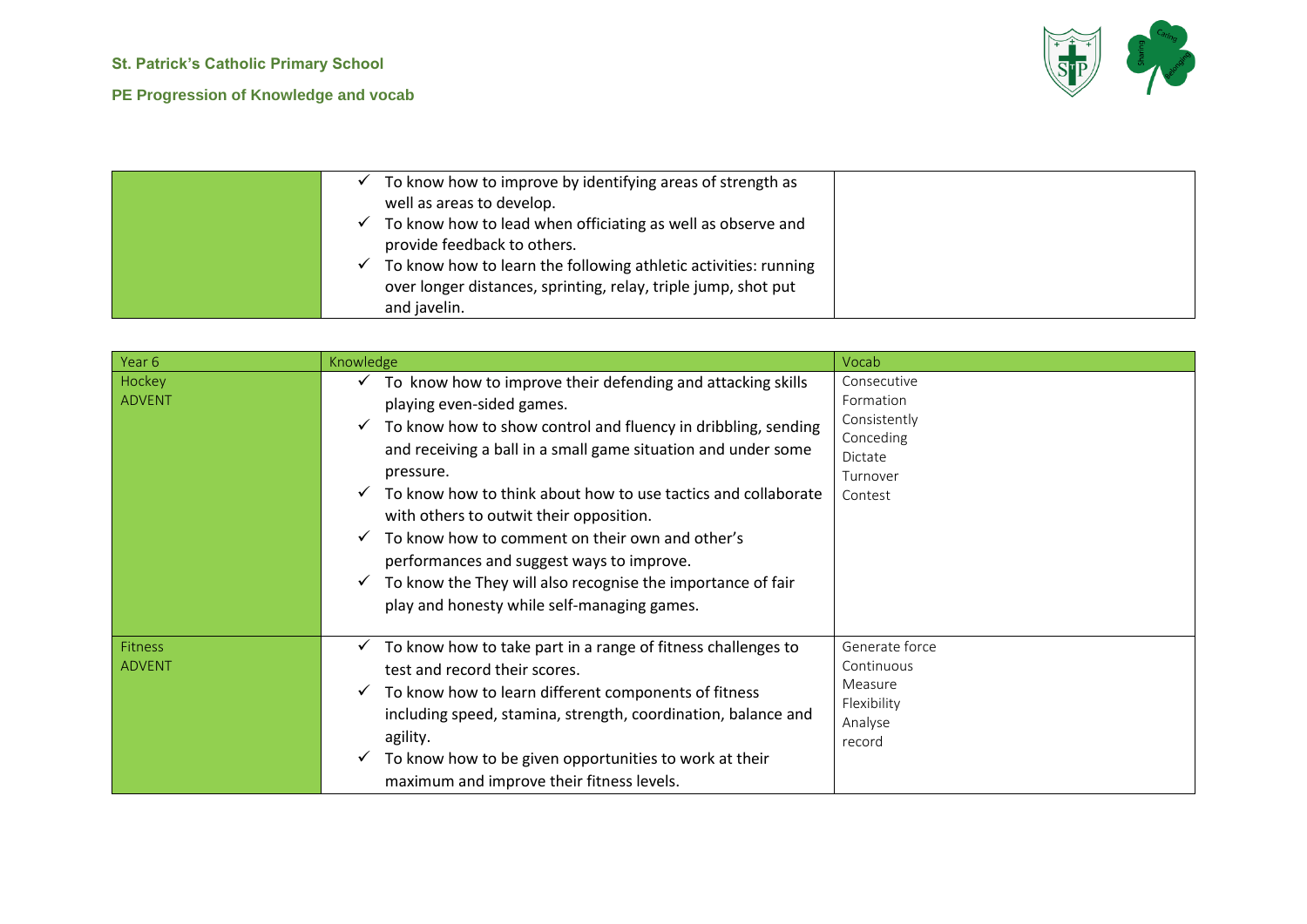| | | |
|---|---|---|
| | ✓ To know how to improve by identifying areas of strength as well as areas to develop.<br>✓ To know how to lead when officiating as well as observe and provide feedback to others.<br>✓ To know how to learn the following athletic activities: running over longer distances, sprinting, relay, triple jump, shot put and javelin. | |

| Year 6 | Knowledge | Vocab |
|---|---|---|
| Hockey<br>ADVENT | ✓ To know how to improve their defending and attacking skills playing even-sided games.<br>✓ To know how to show control and fluency in dribbling, sending and receiving a ball in a small game situation and under some pressure.<br>✓ To know how to think about how to use tactics and collaborate with others to outwit their opposition.<br>✓ To know how to comment on their own and other's performances and suggest ways to improve.<br>✓ To know the They will also recognise the importance of fair play and honesty while self-managing games. | Consecutive<br>Formation<br>Consistently<br>Conceding<br>Dictate<br>Turnover<br>Contest |
| Fitness<br>ADVENT | ✓ To know how to take part in a range of fitness challenges to test and record their scores.<br>✓ To know how to learn different components of fitness including speed, stamina, strength, coordination, balance and agility.<br>✓ To know how to be given opportunities to work at their maximum and improve their fitness levels. | Generate force<br>Continuous<br>Measure<br>Flexibility<br>Analyse<br>record |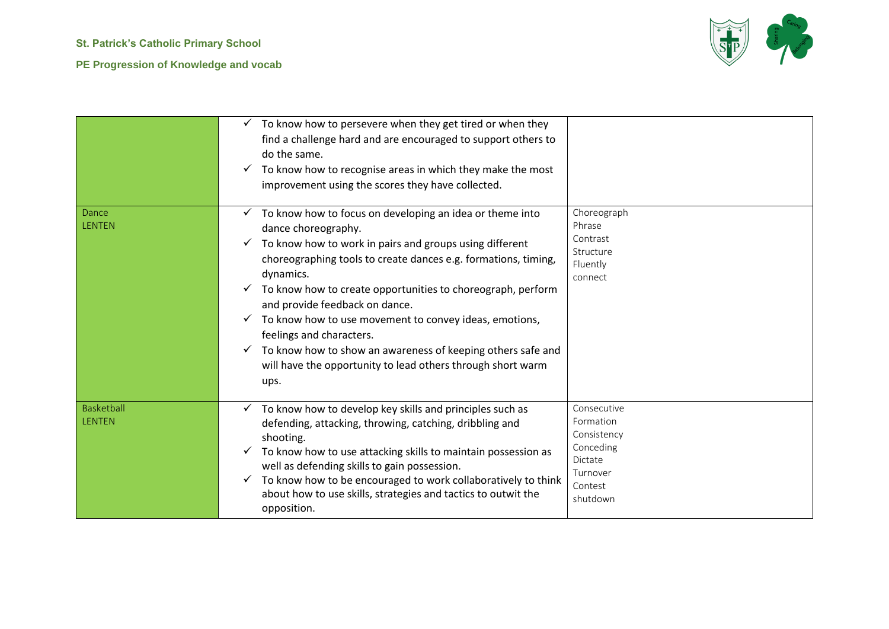| | | |
|---|---|---|
| | ✓ To know how to persevere when they get tired or when they find a challenge hard and are encouraged to support others to do the same.<br>✓ To know how to recognise areas in which they make the most improvement using the scores they have collected. | |
| Dance<br>LENTEN | ✓ To know how to focus on developing an idea or theme into dance choreography.<br>✓ To know how to work in pairs and groups using different choreographing tools to create dances e.g. formations, timing, dynamics.<br>✓ To know how to create opportunities to choreograph, perform and provide feedback on dance.<br>✓ To know how to use movement to convey ideas, emotions, feelings and characters.<br>✓ To know how to show an awareness of keeping others safe and will have the opportunity to lead others through short warm ups. | Choreograph<br>Phrase<br>Contrast<br>Structure<br>Fluently<br>connect |
| Basketball<br>LENTEN | ✓ To know how to develop key skills and principles such as defending, attacking, throwing, catching, dribbling and shooting.<br>✓ To know how to use attacking skills to maintain possession as well as defending skills to gain possession.<br>✓ To know how to be encouraged to work collaboratively to think about how to use skills, strategies and tactics to outwit the opposition. | Consecutive<br>Formation<br>Consistency<br>Conceding<br>Dictate<br>Turnover<br>Contest<br>shutdown |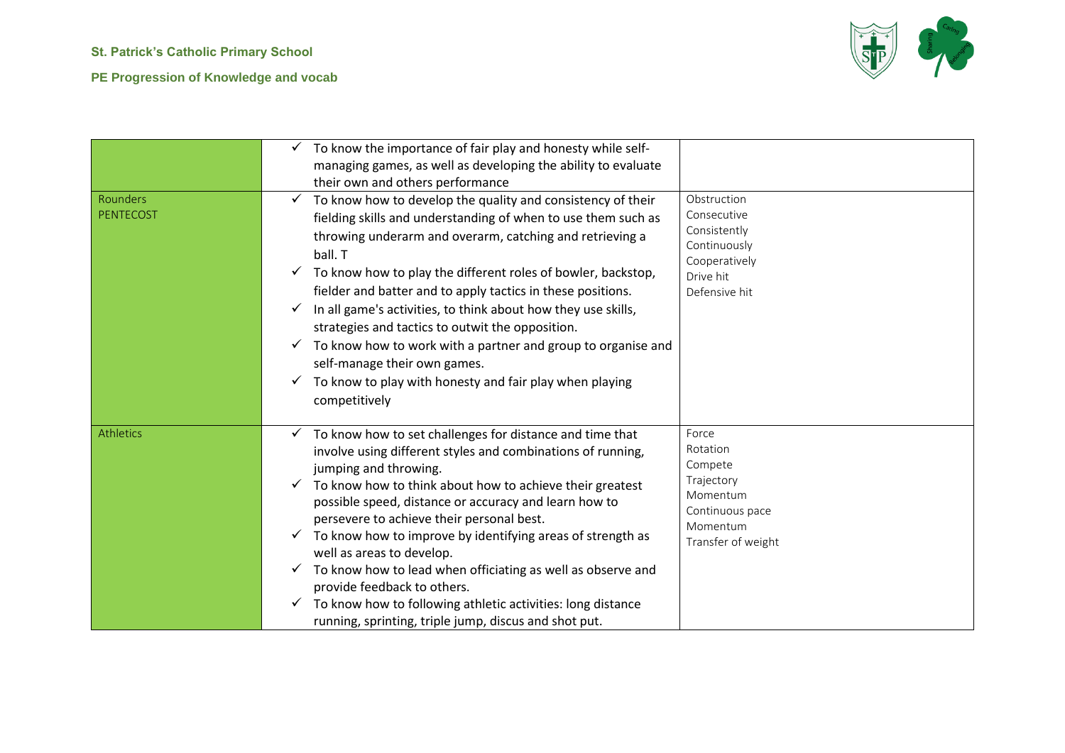**St. Patrick's Catholic Primary School**

**PE Progression of Knowledge and vocab**

| | | |
|---|---|---|
| | ✓ To know the importance of fair play and honesty while self-managing games, as well as developing the ability to evaluate their own and others performance | |
| Rounders<br>PENTECOST | ✓ To know how to develop the quality and consistency of their fielding skills and understanding of when to use them such as throwing underarm and overarm, catching and retrieving a ball. T<br>✓ To know how to play the different roles of bowler, backstop, fielder and batter and to apply tactics in these positions.<br>✓ In all game's activities, to think about how they use skills, strategies and tactics to outwit the opposition.<br>✓ To know how to work with a partner and group to organise and self-manage their own games.<br>✓ To know to play with honesty and fair play when playing competitively | Obstruction<br>Consecutive<br>Consistently<br>Continuously<br>Cooperatively<br>Drive hit<br>Defensive hit |
| Athletics | ✓ To know how to set challenges for distance and time that involve using different styles and combinations of running, jumping and throwing.<br>✓ To know how to think about how to achieve their greatest possible speed, distance or accuracy and learn how to persevere to achieve their personal best.<br>✓ To know how to improve by identifying areas of strength as well as areas to develop.<br>✓ To know how to lead when officiating as well as observe and provide feedback to others.<br>✓ To know how to following athletic activities: long distance running, sprinting, triple jump, discus and shot put. | Force<br>Rotation<br>Compete<br>Trajectory<br>Momentum<br>Continuous pace<br>Momentum<br>Transfer of weight |